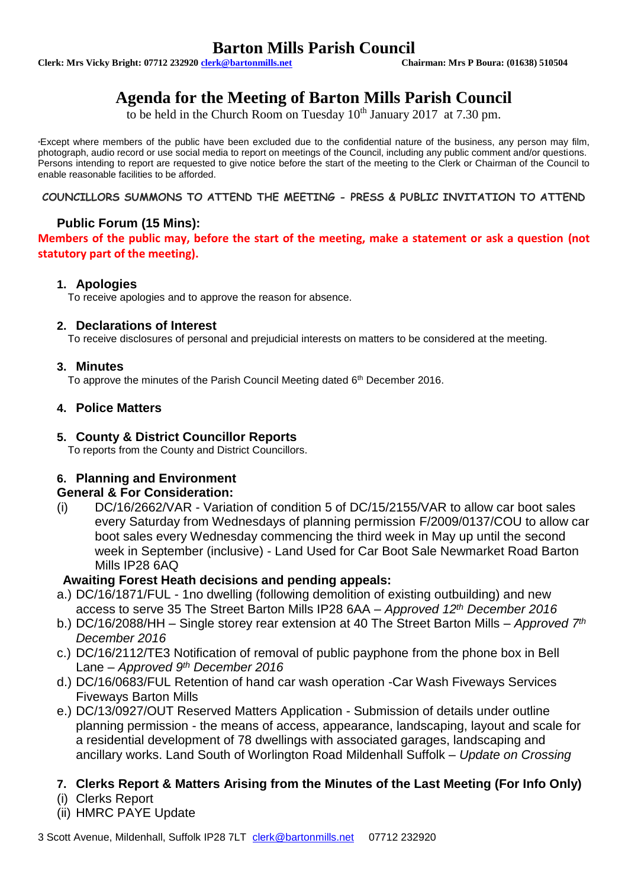# Barton Mills Parish Council

**Clerk: Mrs Vicky Bright: 07712 232920 clerk@bartonmills.net** **Chairman: Mrs P Boura: (01638) 510504**

# Agenda for the Meeting of Barton Mills Parish Council

to be held in the Church Room on Tuesday 10th January 2017 at 7.30 pm.

*Except where members of the public have been excluded due to the confidential nature of the business, any person may film, photograph, audio record or use social media to report on meetings of the Council, including any public comment and/or questions. Persons intending to report are requested to give notice before the start of the meeting to the Clerk or Chairman of the Council to enable reasonable facilities to be afforded.

**COUNCILLORS SUMMONS TO ATTEND THE MEETING - PRESS & PUBLIC INVITATION TO ATTEND**

### Public Forum (15 Mins):

**Members of the public may, before the start of the meeting, make a statement or ask a question (not statutory part of the meeting).**

### 1. Apologies

To receive apologies and to approve the reason for absence.

### 2. Declarations of Interest

To receive disclosures of personal and prejudicial interests on matters to be considered at the meeting.

### 3. Minutes

To approve the minutes of the Parish Council Meeting dated 6th December 2016.

### 4. Police Matters

### 5. County & District Councillor Reports

To reports from the County and District Councillors.

### 6. Planning and Environment

**General & For Consideration:**

(i) DC/16/2662/VAR - Variation of condition 5 of DC/15/2155/VAR to allow car boot sales every Saturday from Wednesdays of planning permission F/2009/0137/COU to allow car boot sales every Wednesday commencing the third week in May up until the second week in September (inclusive) - Land Used for Car Boot Sale Newmarket Road Barton Mills IP28 6AQ

**Awaiting Forest Heath decisions and pending appeals:**

a.) DC/16/1871/FUL - 1no dwelling (following demolition of existing outbuilding) and new access to serve 35 The Street Barton Mills IP28 6AA – *Approved 12th December 2016*

b.) DC/16/2088/HH – Single storey rear extension at 40 The Street Barton Mills – *Approved 7th December 2016*

c.) DC/16/2112/TE3 Notification of removal of public payphone from the phone box in Bell Lane – *Approved 9th December 2016*

d.) DC/16/0683/FUL Retention of hand car wash operation -Car Wash Fiveways Services Fiveways Barton Mills

e.) DC/13/0927/OUT Reserved Matters Application - Submission of details under outline planning permission - the means of access, appearance, landscaping, layout and scale for a residential development of 78 dwellings with associated garages, landscaping and ancillary works. Land South of Worlington Road Mildenhall Suffolk – *Update on Crossing*

### 7. Clerks Report & Matters Arising from the Minutes of the Last Meeting (For Info Only)

(i) Clerks Report

(ii) HMRC PAYE Update

3 Scott Avenue, Mildenhall, Suffolk IP28 7LT clerk@bartonmills.net 07712 232920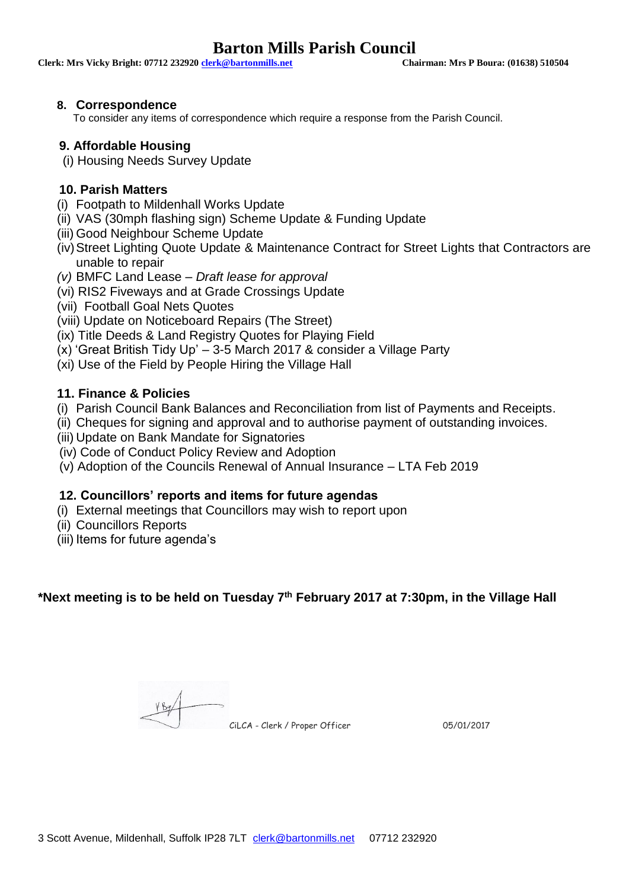# Barton Mills Parish Council

**Clerk: Mrs Vicky Bright: 07712 232920 clerk@bartonmills.net** **Chairman: Mrs P Boura: (01638) 510504**

### 8. Correspondence

To consider any items of correspondence which require a response from the Parish Council.

### 9. Affordable Housing

(i) Housing Needs Survey Update

### 10. Parish Matters

(i) Footpath to Mildenhall Works Update
(ii) VAS (30mph flashing sign) Scheme Update & Funding Update
(iii) Good Neighbour Scheme Update
(iv) Street Lighting Quote Update & Maintenance Contract for Street Lights that Contractors are unable to repair
*(v)* BMFC Land Lease – *Draft lease for approval*
(vi) RIS2 Fiveways and at Grade Crossings Update
(vii) Football Goal Nets Quotes
(viii) Update on Noticeboard Repairs (The Street)
(ix) Title Deeds & Land Registry Quotes for Playing Field
(x) 'Great British Tidy Up' – 3-5 March 2017 & consider a Village Party
(xi) Use of the Field by People Hiring the Village Hall

### 11. Finance & Policies

(i) Parish Council Bank Balances and Reconciliation from list of Payments and Receipts.
(ii) Cheques for signing and approval and to authorise payment of outstanding invoices.
(iii) Update on Bank Mandate for Signatories
(iv) Code of Conduct Policy Review and Adoption
(v) Adoption of the Councils Renewal of Annual Insurance – LTA Feb 2019

### 12. Councillors' reports and items for future agendas

(i) External meetings that Councillors may wish to report upon
(ii) Councillors Reports
(iii) Items for future agenda's

**\*Next meeting is to be held on Tuesday 7th February 2017 at 7:30pm, in the Village Hall**

CiLCA - Clerk / Proper Officer 05/01/2017

3 Scott Avenue, Mildenhall, Suffolk IP28 7LT clerk@bartonmills.net 07712 232920